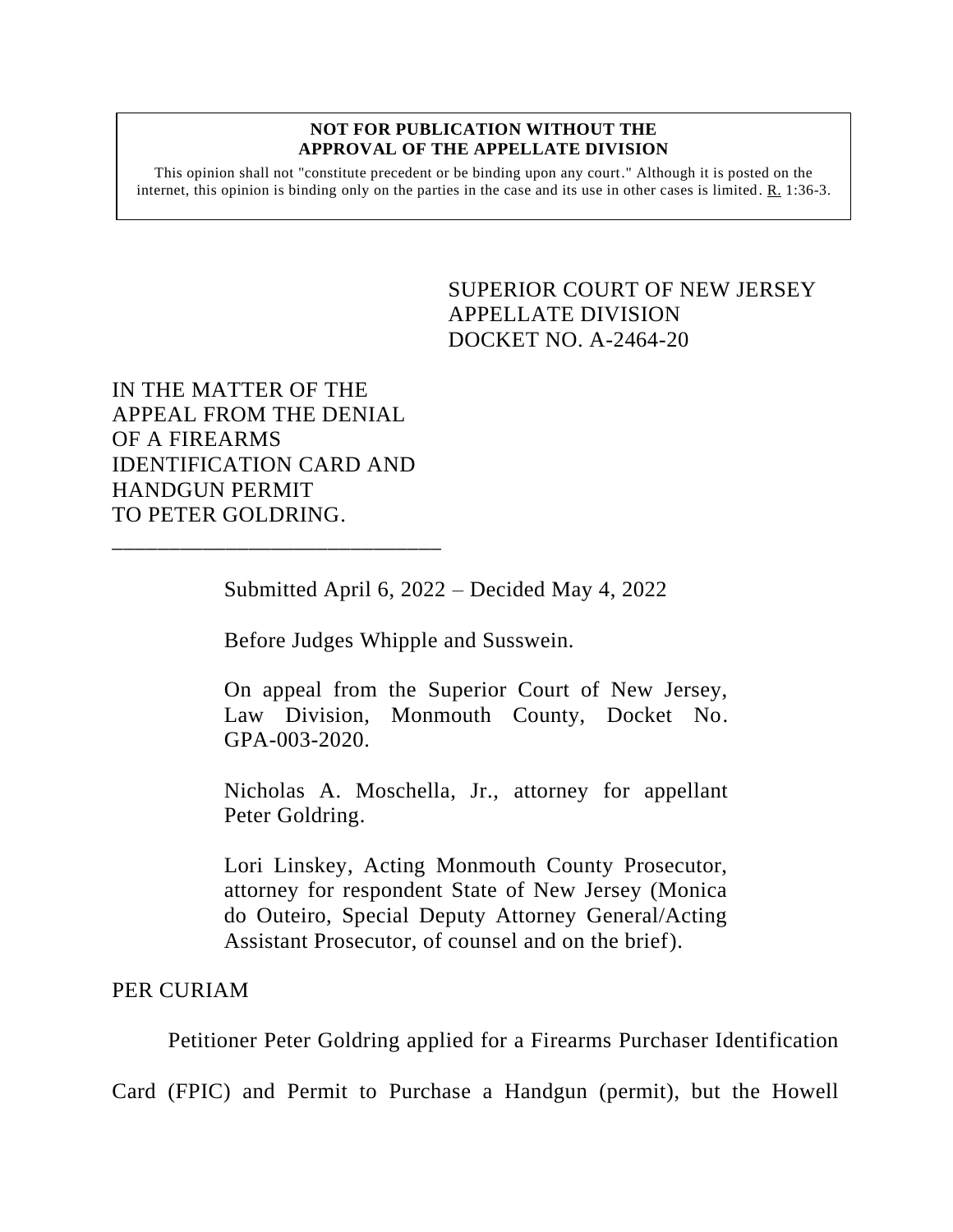**NOT FOR PUBLICATION WITHOUT THE APPROVAL OF THE APPELLATE DIVISION**

This opinion shall not "constitute precedent or be binding upon any court." Although it is posted on the internet, this opinion is binding only on the parties in the case and its use in other cases is limited. R. 1:36-3.

SUPERIOR COURT OF NEW JERSEY
APPELLATE DIVISION
DOCKET NO. A-2464-20

IN THE MATTER OF THE APPEAL FROM THE DENIAL OF A FIREARMS IDENTIFICATION CARD AND HANDGUN PERMIT TO PETER GOLDRING.

_______________________________

Submitted April 6, 2022 – Decided May 4, 2022

Before Judges Whipple and Susswein.

On appeal from the Superior Court of New Jersey, Law Division, Monmouth County, Docket No. GPA-003-2020.

Nicholas A. Moschella, Jr., attorney for appellant Peter Goldring.

Lori Linskey, Acting Monmouth County Prosecutor, attorney for respondent State of New Jersey (Monica do Outeiro, Special Deputy Attorney General/Acting Assistant Prosecutor, of counsel and on the brief).

PER CURIAM

Petitioner Peter Goldring applied for a Firearms Purchaser Identification Card (FPIC) and Permit to Purchase a Handgun (permit), but the Howell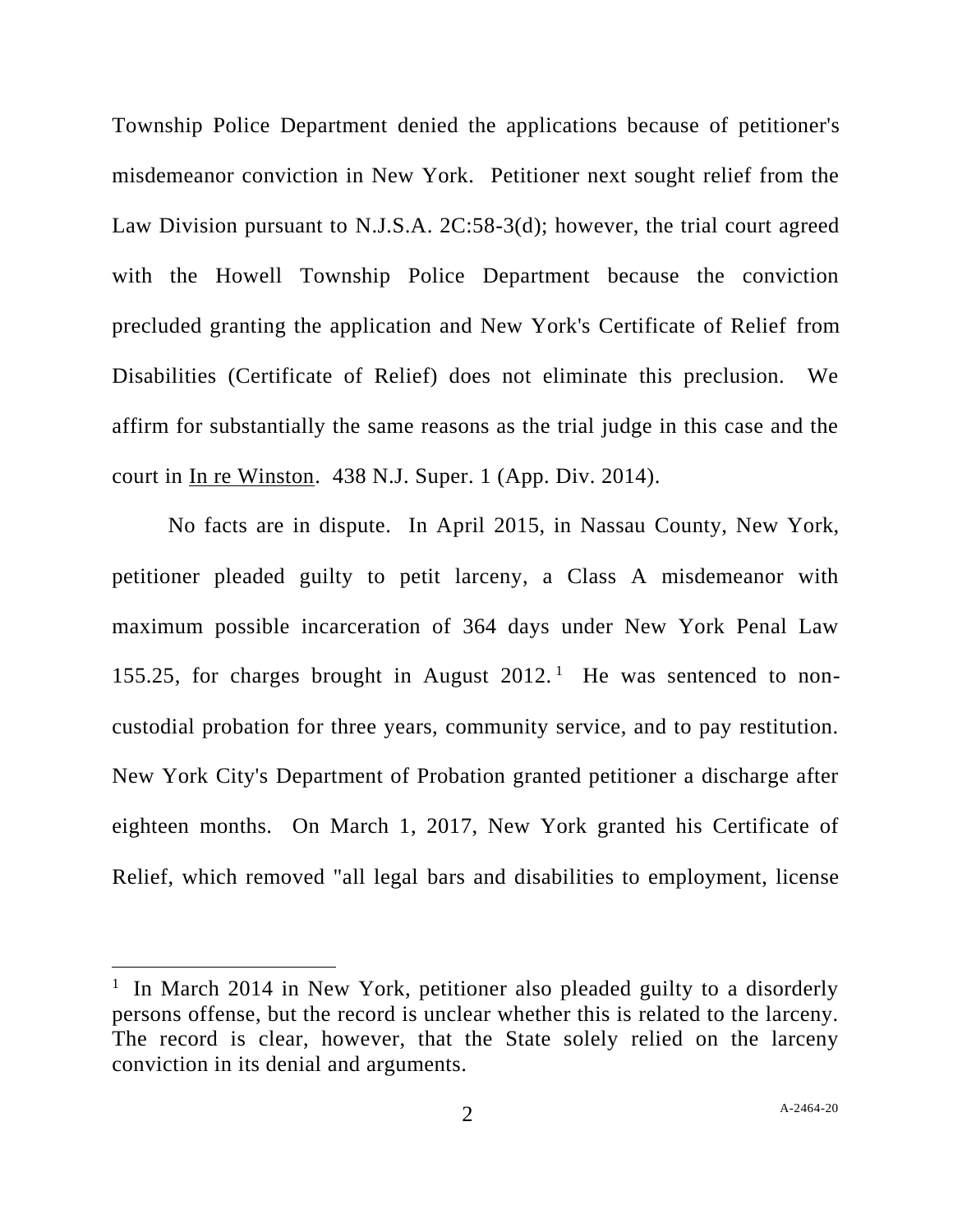Township Police Department denied the applications because of petitioner's misdemeanor conviction in New York. Petitioner next sought relief from the Law Division pursuant to N.J.S.A. 2C:58-3(d); however, the trial court agreed with the Howell Township Police Department because the conviction precluded granting the application and New York's Certificate of Relief from Disabilities (Certificate of Relief) does not eliminate this preclusion. We affirm for substantially the same reasons as the trial judge in this case and the court in In re Winston. 438 N.J. Super. 1 (App. Div. 2014).

No facts are in dispute. In April 2015, in Nassau County, New York, petitioner pleaded guilty to petit larceny, a Class A misdemeanor with maximum possible incarceration of 364 days under New York Penal Law 155.25, for charges brought in August 2012.[1] He was sentenced to non-custodial probation for three years, community service, and to pay restitution. New York City's Department of Probation granted petitioner a discharge after eighteen months. On March 1, 2017, New York granted his Certificate of Relief, which removed "all legal bars and disabilities to employment, license

---

[1] In March 2014 in New York, petitioner also pleaded guilty to a disorderly persons offense, but the record is unclear whether this is related to the larceny. The record is clear, however, that the State solely relied on the larceny conviction in its denial and arguments.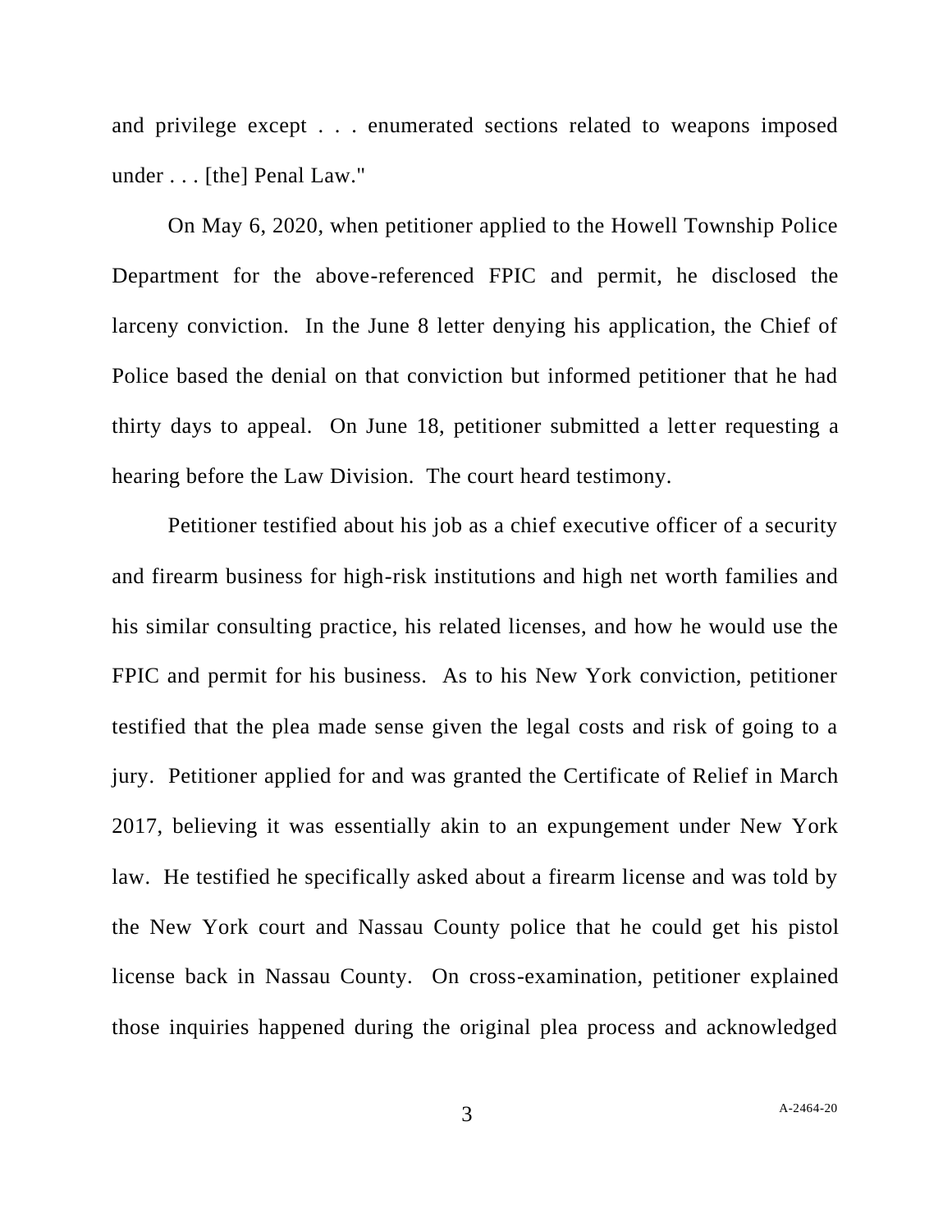and privilege except . . . enumerated sections related to weapons imposed under . . . [the] Penal Law."

On May 6, 2020, when petitioner applied to the Howell Township Police Department for the above-referenced FPIC and permit, he disclosed the larceny conviction. In the June 8 letter denying his application, the Chief of Police based the denial on that conviction but informed petitioner that he had thirty days to appeal. On June 18, petitioner submitted a letter requesting a hearing before the Law Division. The court heard testimony.

Petitioner testified about his job as a chief executive officer of a security and firearm business for high-risk institutions and high net worth families and his similar consulting practice, his related licenses, and how he would use the FPIC and permit for his business. As to his New York conviction, petitioner testified that the plea made sense given the legal costs and risk of going to a jury. Petitioner applied for and was granted the Certificate of Relief in March 2017, believing it was essentially akin to an expungement under New York law. He testified he specifically asked about a firearm license and was told by the New York court and Nassau County police that he could get his pistol license back in Nassau County. On cross-examination, petitioner explained those inquiries happened during the original plea process and acknowledged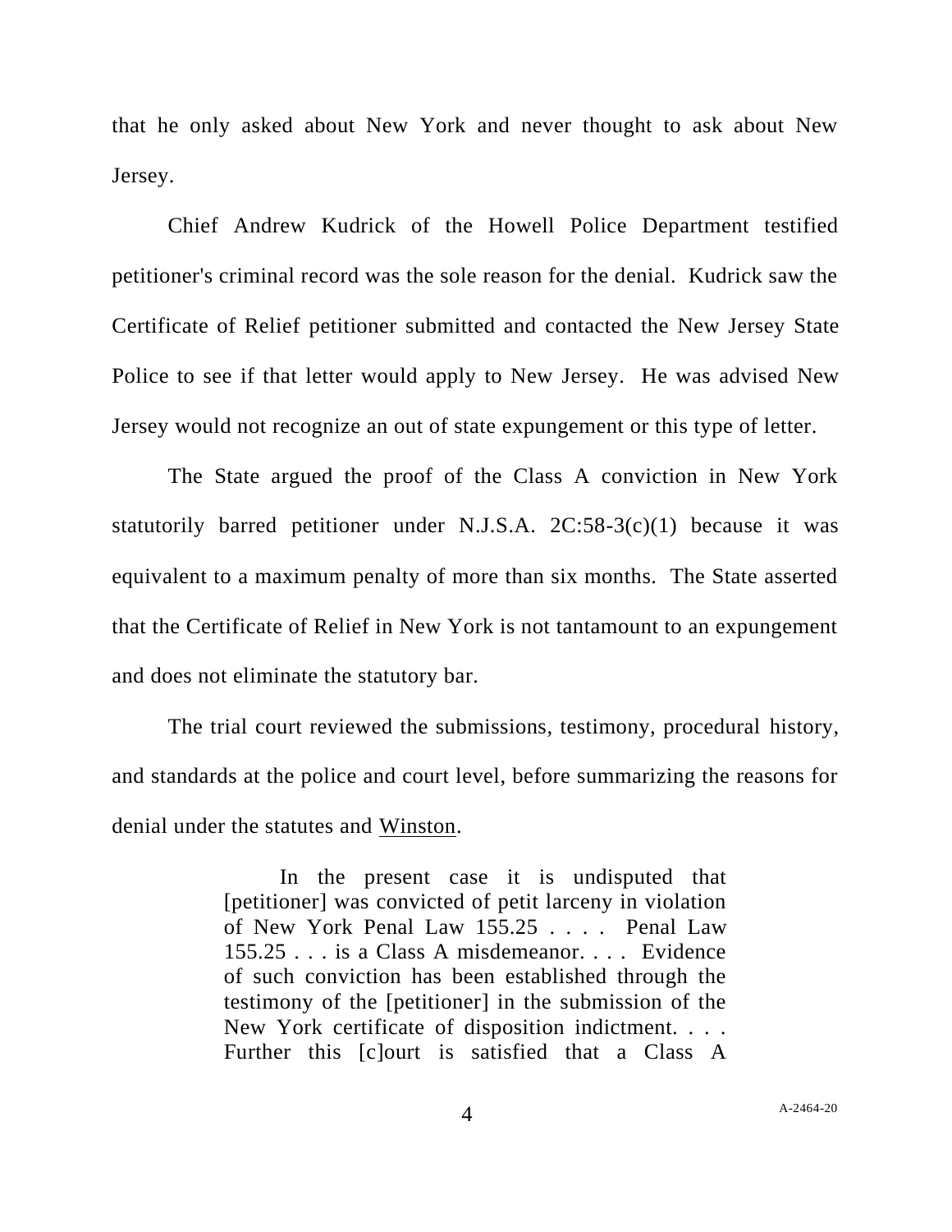that he only asked about New York and never thought to ask about New Jersey.

Chief Andrew Kudrick of the Howell Police Department testified petitioner's criminal record was the sole reason for the denial. Kudrick saw the Certificate of Relief petitioner submitted and contacted the New Jersey State Police to see if that letter would apply to New Jersey. He was advised New Jersey would not recognize an out of state expungement or this type of letter.

The State argued the proof of the Class A conviction in New York statutorily barred petitioner under N.J.S.A. 2C:58-3(c)(1) because it was equivalent to a maximum penalty of more than six months. The State asserted that the Certificate of Relief in New York is not tantamount to an expungement and does not eliminate the statutory bar.

The trial court reviewed the submissions, testimony, procedural history, and standards at the police and court level, before summarizing the reasons for denial under the statutes and Winston.

> In the present case it is undisputed that [petitioner] was convicted of petit larceny in violation of New York Penal Law 155.25 . . . . Penal Law 155.25 . . . is a Class A misdemeanor. . . . Evidence of such conviction has been established through the testimony of the [petitioner] in the submission of the New York certificate of disposition indictment. . . . Further this [c]ourt is satisfied that a Class A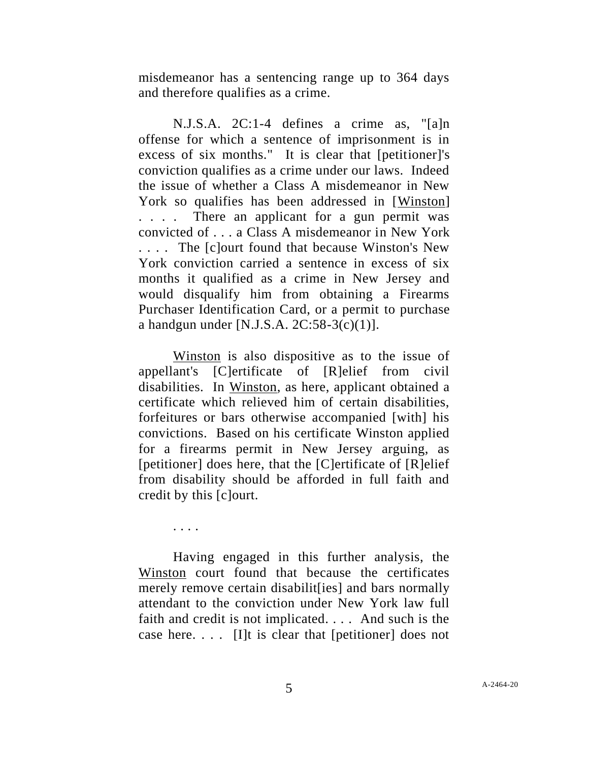misdemeanor has a sentencing range up to 364 days and therefore qualifies as a crime.

N.J.S.A. 2C:1-4 defines a crime as, "[a]n offense for which a sentence of imprisonment is in excess of six months." It is clear that [petitioner]'s conviction qualifies as a crime under our laws. Indeed the issue of whether a Class A misdemeanor in New York so qualifies has been addressed in [Winston] . . . . There an applicant for a gun permit was convicted of . . . a Class A misdemeanor in New York . . . . The [c]ourt found that because Winston's New York conviction carried a sentence in excess of six months it qualified as a crime in New Jersey and would disqualify him from obtaining a Firearms Purchaser Identification Card, or a permit to purchase a handgun under [N.J.S.A. 2C:58-3(c)(1)].

Winston is also dispositive as to the issue of appellant's [C]ertificate of [R]elief from civil disabilities. In Winston, as here, applicant obtained a certificate which relieved him of certain disabilities, forfeitures or bars otherwise accompanied [with] his convictions. Based on his certificate Winston applied for a firearms permit in New Jersey arguing, as [petitioner] does here, that the [C]ertificate of [R]elief from disability should be afforded in full faith and credit by this [c]ourt.

. . . .

Having engaged in this further analysis, the Winston court found that because the certificates merely remove certain disabilit[ies] and bars normally attendant to the conviction under New York law full faith and credit is not implicated. . . . And such is the case here. . . . [I]t is clear that [petitioner] does not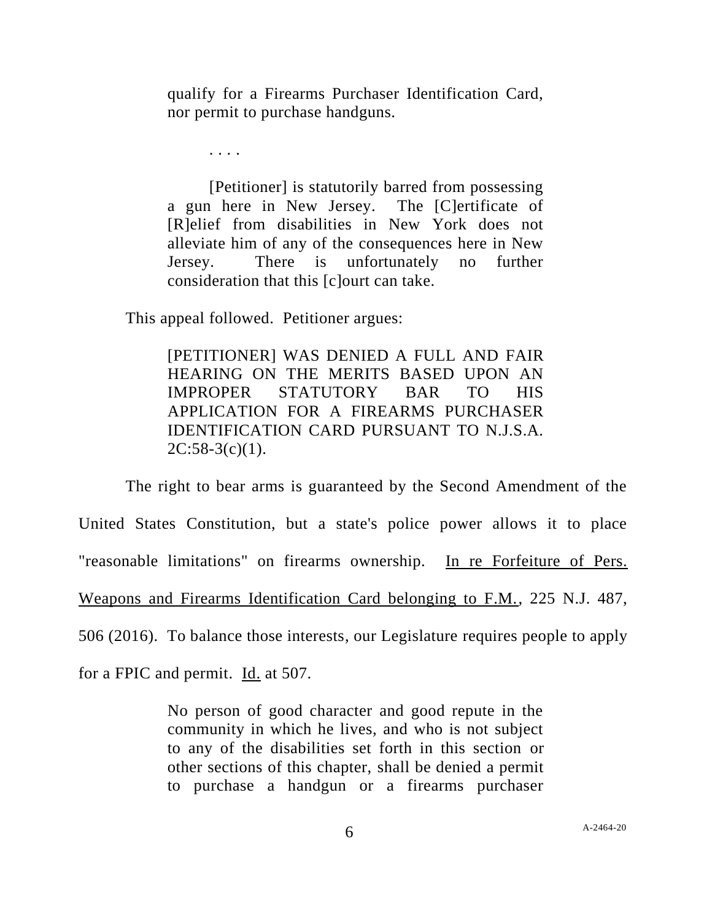> qualify for a Firearms Purchaser Identification Card, nor permit to purchase handguns.
>
> . . . .
>
> [Petitioner] is statutorily barred from possessing a gun here in New Jersey. The [C]ertificate of [R]elief from disabilities in New York does not alleviate him of any of the consequences here in New Jersey. There is unfortunately no further consideration that this [c]ourt can take.

This appeal followed. Petitioner argues:

> [PETITIONER] WAS DENIED A FULL AND FAIR HEARING ON THE MERITS BASED UPON AN IMPROPER STATUTORY BAR TO HIS APPLICATION FOR A FIREARMS PURCHASER IDENTIFICATION CARD PURSUANT TO N.J.S.A. 2C:58-3(c)(1).

The right to bear arms is guaranteed by the Second Amendment of the United States Constitution, but a state's police power allows it to place "reasonable limitations" on firearms ownership. In re Forfeiture of Pers. Weapons and Firearms Identification Card belonging to F.M., 225 N.J. 487, 506 (2016). To balance those interests, our Legislature requires people to apply for a FPIC and permit. Id. at 507.

> No person of good character and good repute in the community in which he lives, and who is not subject to any of the disabilities set forth in this section or other sections of this chapter, shall be denied a permit to purchase a handgun or a firearms purchaser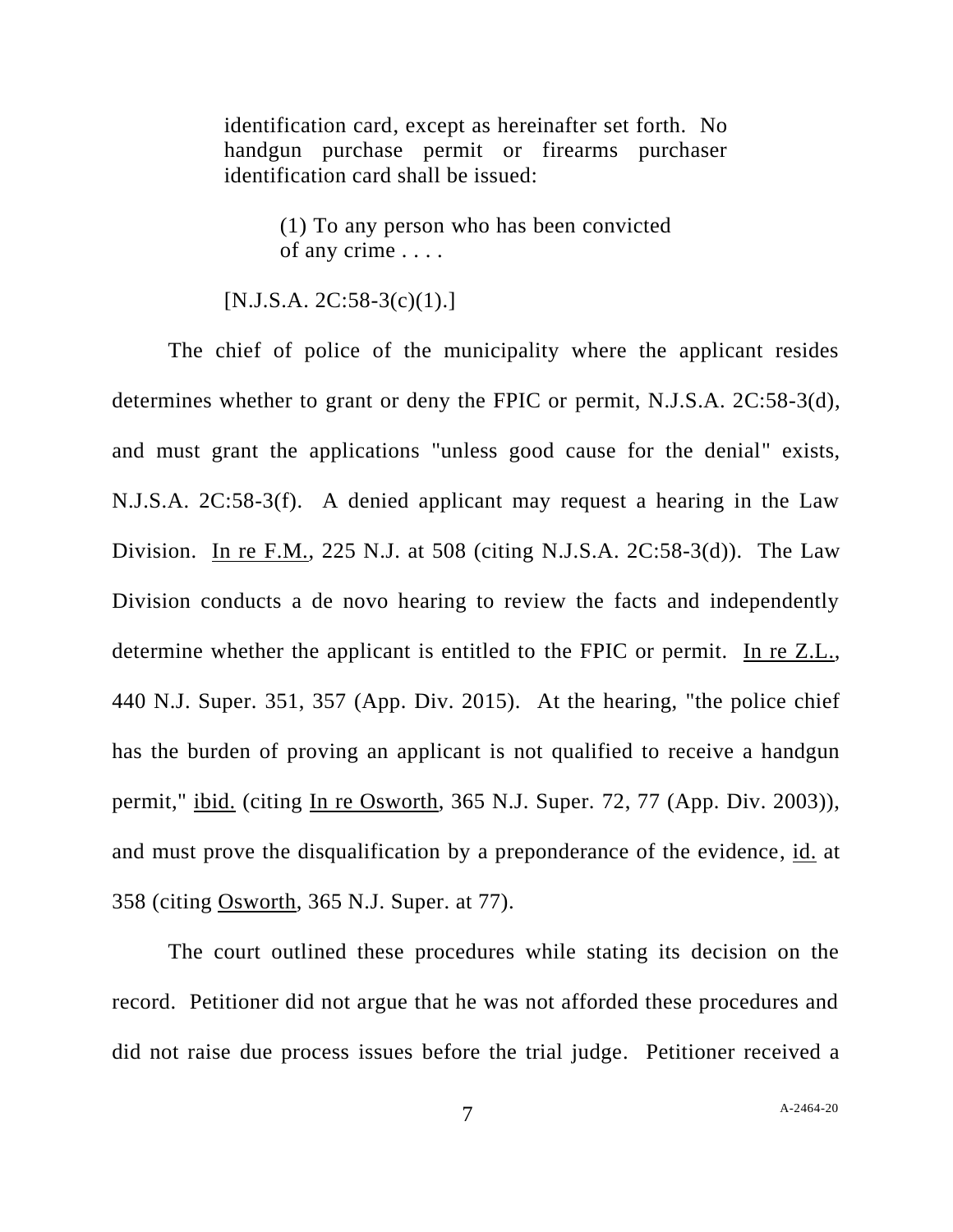> identification card, except as hereinafter set forth. No handgun purchase permit or firearms purchaser identification card shall be issued:
>
> > (1) To any person who has been convicted of any crime . . . .
>
> [N.J.S.A. 2C:58-3(c)(1).]

The chief of police of the municipality where the applicant resides determines whether to grant or deny the FPIC or permit, N.J.S.A. 2C:58-3(d), and must grant the applications "unless good cause for the denial" exists, N.J.S.A. 2C:58-3(f). A denied applicant may request a hearing in the Law Division. In re F.M., 225 N.J. at 508 (citing N.J.S.A. 2C:58-3(d)). The Law Division conducts a de novo hearing to review the facts and independently determine whether the applicant is entitled to the FPIC or permit. In re Z.L., 440 N.J. Super. 351, 357 (App. Div. 2015). At the hearing, "the police chief has the burden of proving an applicant is not qualified to receive a handgun permit," ibid. (citing In re Osworth, 365 N.J. Super. 72, 77 (App. Div. 2003)), and must prove the disqualification by a preponderance of the evidence, id. at 358 (citing Osworth, 365 N.J. Super. at 77).

The court outlined these procedures while stating its decision on the record. Petitioner did not argue that he was not afforded these procedures and did not raise due process issues before the trial judge. Petitioner received a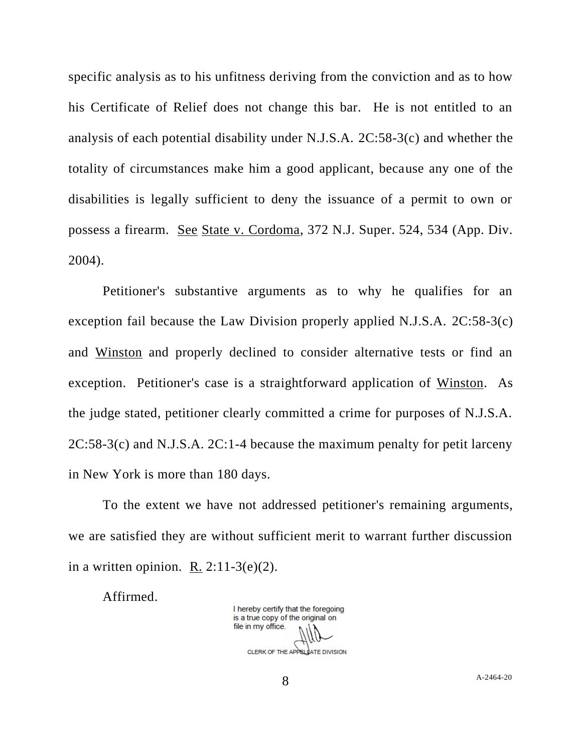specific analysis as to his unfitness deriving from the conviction and as to how his Certificate of Relief does not change this bar. He is not entitled to an analysis of each potential disability under N.J.S.A. 2C:58-3(c) and whether the totality of circumstances make him a good applicant, because any one of the disabilities is legally sufficient to deny the issuance of a permit to own or possess a firearm. See State v. Cordoma, 372 N.J. Super. 524, 534 (App. Div. 2004).

Petitioner's substantive arguments as to why he qualifies for an exception fail because the Law Division properly applied N.J.S.A. 2C:58-3(c) and Winston and properly declined to consider alternative tests or find an exception. Petitioner's case is a straightforward application of Winston. As the judge stated, petitioner clearly committed a crime for purposes of N.J.S.A. 2C:58-3(c) and N.J.S.A. 2C:1-4 because the maximum penalty for petit larceny in New York is more than 180 days.

To the extent we have not addressed petitioner's remaining arguments, we are satisfied they are without sufficient merit to warrant further discussion in a written opinion. R. 2:11-3(e)(2).

Affirmed.

I hereby certify that the foregoing is a true copy of the original on file in my office.

CLERK OF THE APPELLATE DIVISION